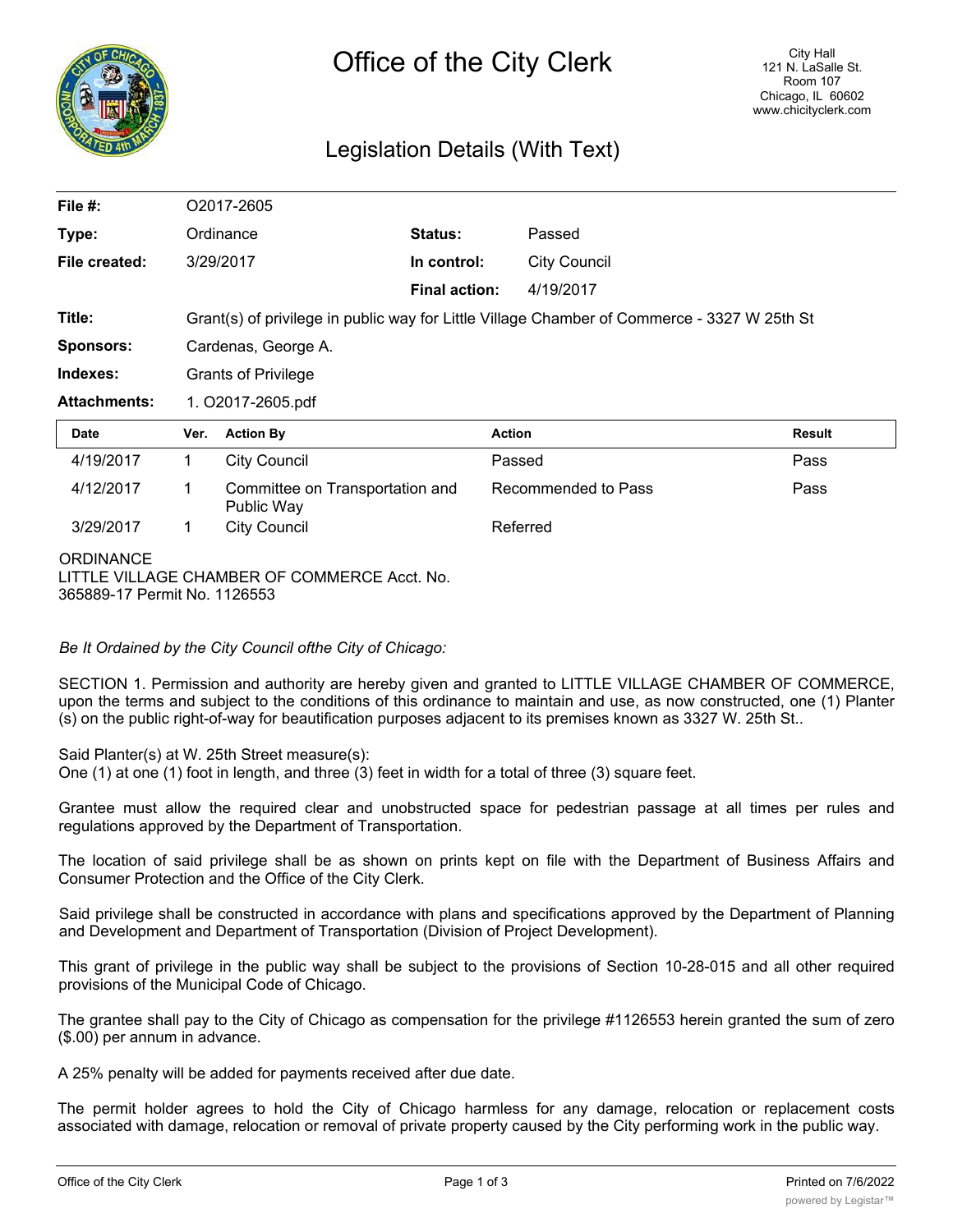# Office of the City Clerk

City Hall
121 N. LaSalle St.
Room 107
Chicago, IL 60602
www.chicityclerk.com

## Legislation Details (With Text)

| | | | |
|---|---|---|---|
| **File #:** | O2017-2605 | | |
| **Type:** | Ordinance | **Status:** | Passed |
| **File created:** | 3/29/2017 | **In control:** | City Council |
| | | **Final action:** | 4/19/2017 |
| **Title:** | Grant(s) of privilege in public way for Little Village Chamber of Commerce - 3327 W 25th St | | |
| **Sponsors:** | Cardenas, George A. | | |
| **Indexes:** | Grants of Privilege | | |
| **Attachments:** | 1. O2017-2605.pdf | | |

| Date | Ver. | Action By | Action | Result |
|---|---|---|---|---|
| 4/19/2017 | 1 | City Council | Passed | Pass |
| 4/12/2017 | 1 | Committee on Transportation and Public Way | Recommended to Pass | Pass |
| 3/29/2017 | 1 | City Council | Referred | |

ORDINANCE
LITTLE VILLAGE CHAMBER OF COMMERCE Acct. No. 365889-17 Permit No. 1126553

*Be It Ordained by the City Council ofthe City of Chicago:*

SECTION 1. Permission and authority are hereby given and granted to LITTLE VILLAGE CHAMBER OF COMMERCE, upon the terms and subject to the conditions of this ordinance to maintain and use, as now constructed, one (1) Planter (s) on the public right-of-way for beautification purposes adjacent to its premises known as 3327 W. 25th St..

Said Planter(s) at W. 25th Street measure(s):
One (1) at one (1) foot in length, and three (3) feet in width for a total of three (3) square feet.

Grantee must allow the required clear and unobstructed space for pedestrian passage at all times per rules and regulations approved by the Department of Transportation.

The location of said privilege shall be as shown on prints kept on file with the Department of Business Affairs and Consumer Protection and the Office of the City Clerk.

Said privilege shall be constructed in accordance with plans and specifications approved by the Department of Planning and Development and Department of Transportation (Division of Project Development).

This grant of privilege in the public way shall be subject to the provisions of Section 10-28-015 and all other required provisions of the Municipal Code of Chicago.

The grantee shall pay to the City of Chicago as compensation for the privilege #1126553 herein granted the sum of zero ($.00) per annum in advance.

A 25% penalty will be added for payments received after due date.

The permit holder agrees to hold the City of Chicago harmless for any damage, relocation or replacement costs associated with damage, relocation or removal of private property caused by the City performing work in the public way.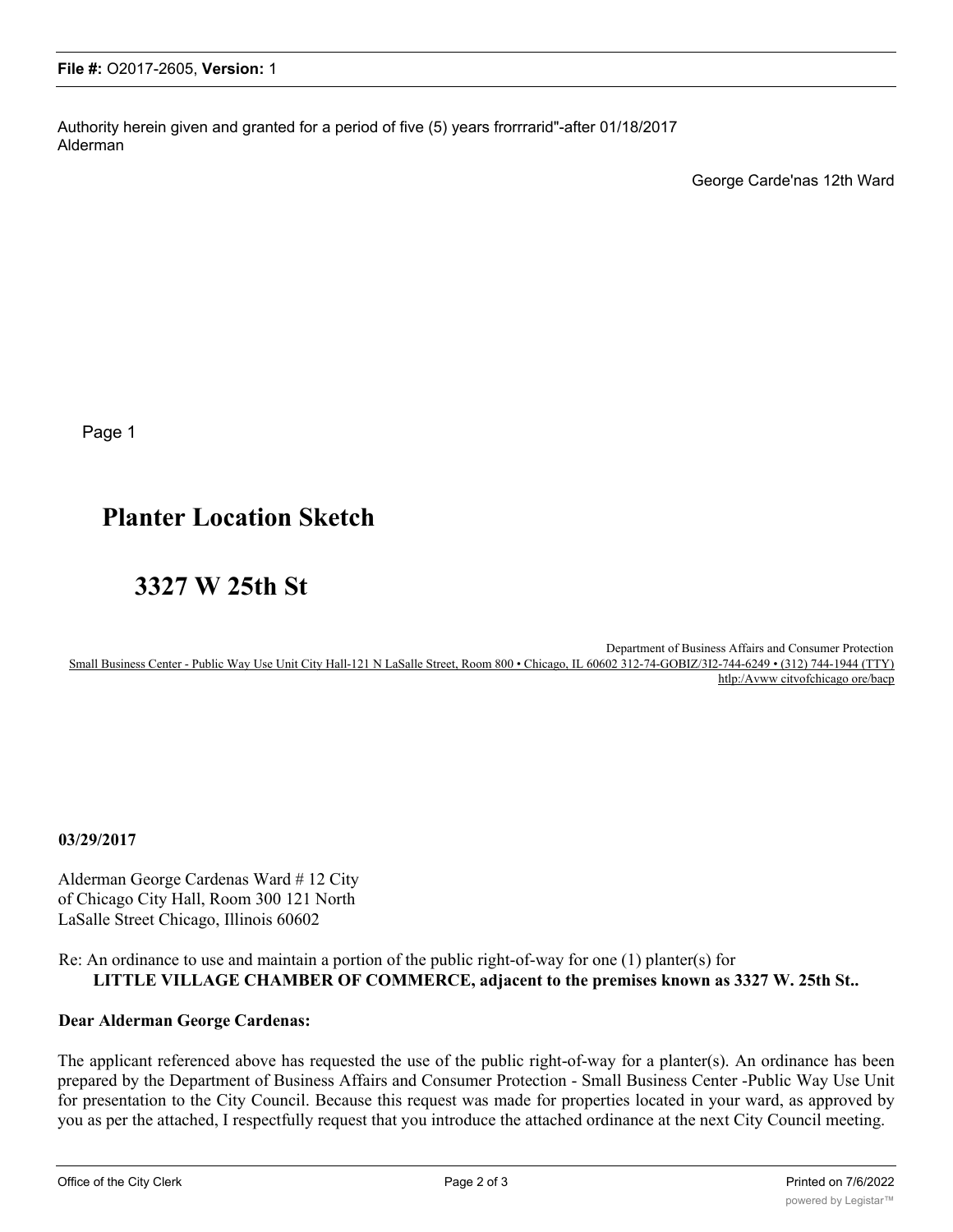Authority herein given and granted for a period of five (5) years frorrrarid"-after 01/18/2017
Alderman

George Carde'nas 12th Ward

Page 1

# Planter Location Sketch

# 3327 W 25th St

Department of Business Affairs and Consumer Protection
Small Business Center - Public Way Use Unit City Hall-121 N LaSalle Street, Room 800 • Chicago, IL 60602 312-74-GOBIZ/3I2-744-6249 • (312) 744-1944 (TTY)
htlp:/Avww citvofchicago ore/bacp

**03/29/2017**

Alderman George Cardenas Ward # 12 City of Chicago City Hall, Room 300 121 North LaSalle Street Chicago, Illinois 60602

Re: An ordinance to use and maintain a portion of the public right-of-way for one (1) planter(s) for
**LITTLE VILLAGE CHAMBER OF COMMERCE, adjacent to the premises known as 3327 W. 25th St..**

**Dear Alderman George Cardenas:**

The applicant referenced above has requested the use of the public right-of-way for a planter(s). An ordinance has been prepared by the Department of Business Affairs and Consumer Protection - Small Business Center -Public Way Use Unit for presentation to the City Council. Because this request was made for properties located in your ward, as approved by you as per the attached, I respectfully request that you introduce the attached ordinance at the next City Council meeting.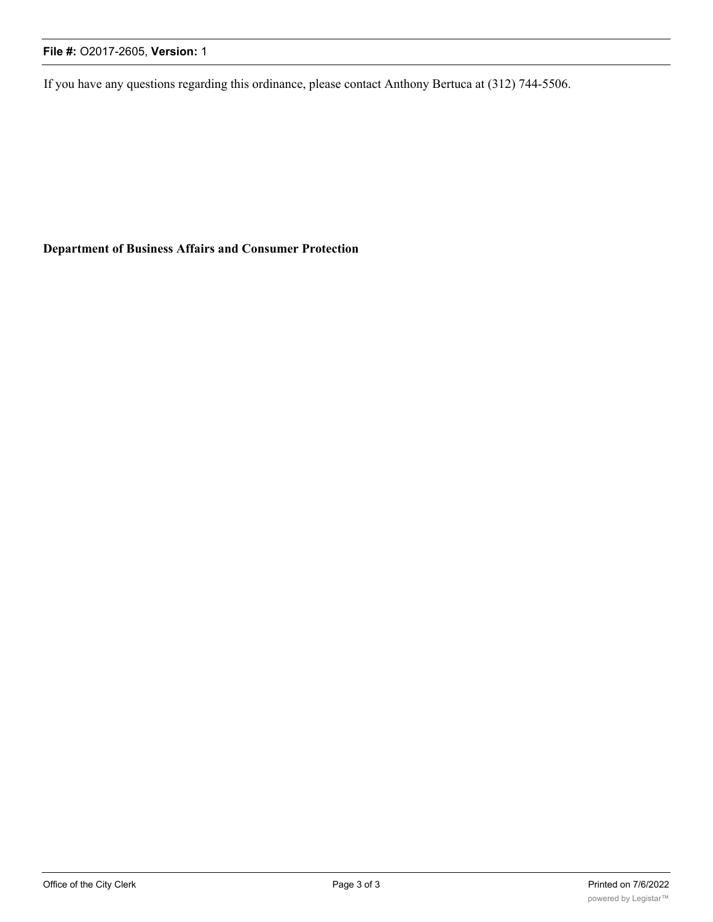If you have any questions regarding this ordinance, please contact Anthony Bertuca at (312) 744-5506.

**Department of Business Affairs and Consumer Protection**